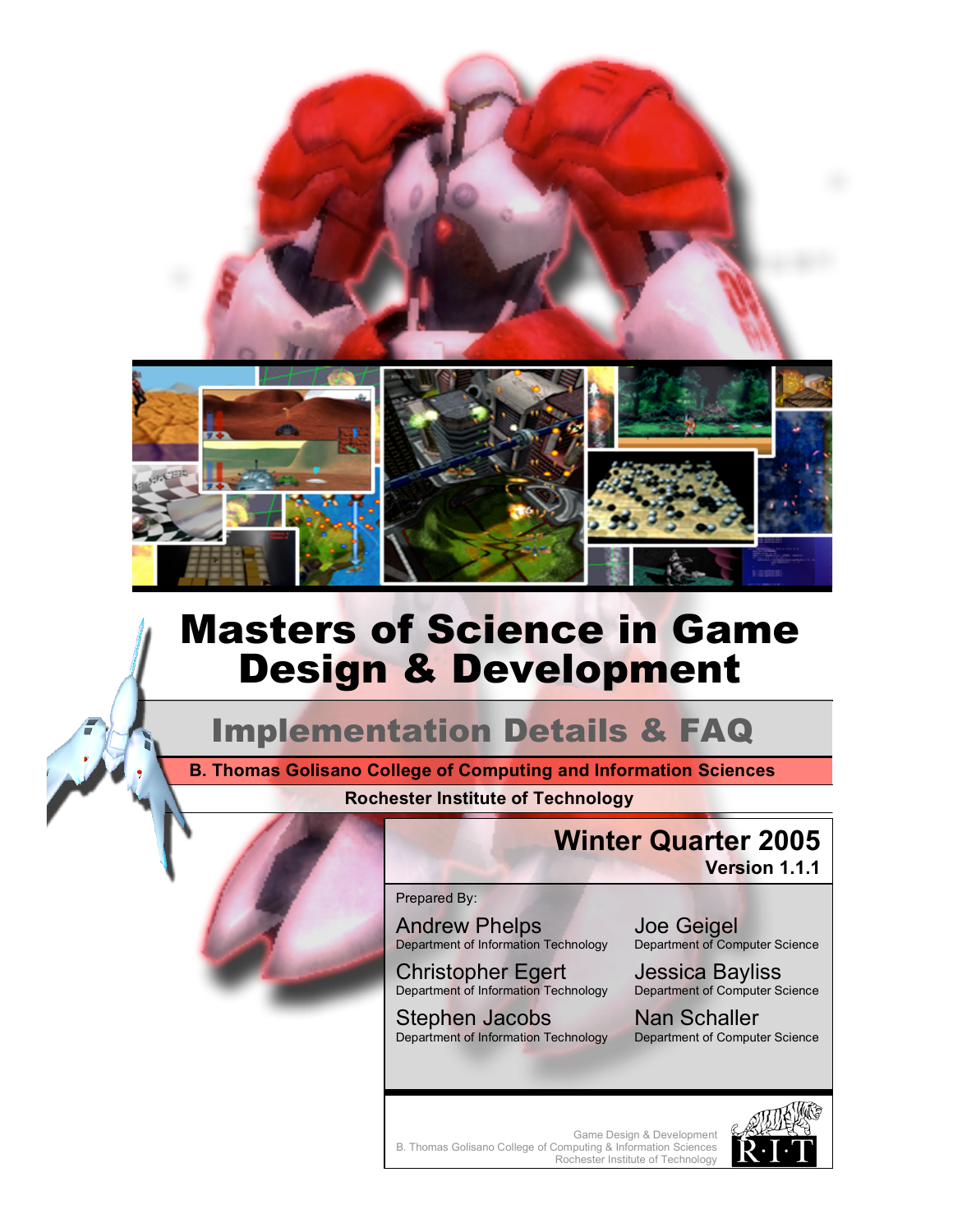# Masters of Science in Game Design & Development

## Implementation Details & FAQ

**B. Thomas Golisano College of Computing and Information Sciences**

**Rochester Institute of Technology**

### Winter Quarter 2005

**Version 1.1.1**

Prepared By:

Andrew Phelps
Department of Information Technology

Christopher Egert
Department of Information Technology

Stephen Jacobs
Department of Information Technology

Joe Geigel
Department of Computer Science

Jessica Bayliss
Department of Computer Science

Nan Schaller
Department of Computer Science

Game Design & Development
B. Thomas Golisano College of Computing & Information Sciences
Rochester Institute of Technology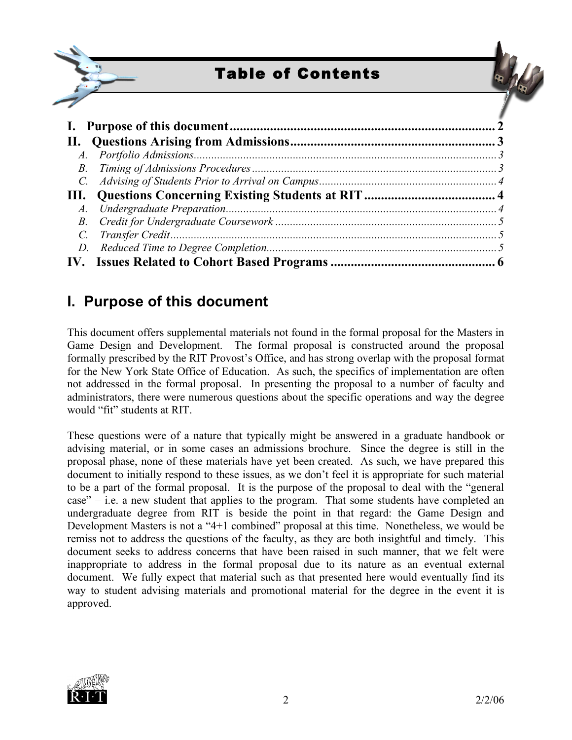# Table of Contents

**I. Purpose of this document** ........ 2
**II. Questions Arising from Admissions** ........ 3
  *A. Portfolio Admissions* ........ 3
  *B. Timing of Admissions Procedures* ........ 3
  *C. Advising of Students Prior to Arrival on Campus* ........ 4
**III. Questions Concerning Existing Students at RIT** ........ 4
  *A. Undergraduate Preparation* ........ 4
  *B. Credit for Undergraduate Coursework* ........ 5
  *C. Transfer Credit* ........ 5
  *D. Reduced Time to Degree Completion* ........ 5
**IV. Issues Related to Cohort Based Programs** ........ 6

## I. Purpose of this document

This document offers supplemental materials not found in the formal proposal for the Masters in Game Design and Development. The formal proposal is constructed around the proposal formally prescribed by the RIT Provost's Office, and has strong overlap with the proposal format for the New York State Office of Education. As such, the specifics of implementation are often not addressed in the formal proposal. In presenting the proposal to a number of faculty and administrators, there were numerous questions about the specific operations and way the degree would "fit" students at RIT.

These questions were of a nature that typically might be answered in a graduate handbook or advising material, or in some cases an admissions brochure. Since the degree is still in the proposal phase, none of these materials have yet been created. As such, we have prepared this document to initially respond to these issues, as we don't feel it is appropriate for such material to be a part of the formal proposal. It is the purpose of the proposal to deal with the "general case" – i.e. a new student that applies to the program. That some students have completed an undergraduate degree from RIT is beside the point in that regard: the Game Design and Development Masters is not a "4+1 combined" proposal at this time. Nonetheless, we would be remiss not to address the questions of the faculty, as they are both insightful and timely. This document seeks to address concerns that have been raised in such manner, that we felt were inappropriate to address in the formal proposal due to its nature as an eventual external document. We fully expect that material such as that presented here would eventually find its way to student advising materials and promotional material for the degree in the event it is approved.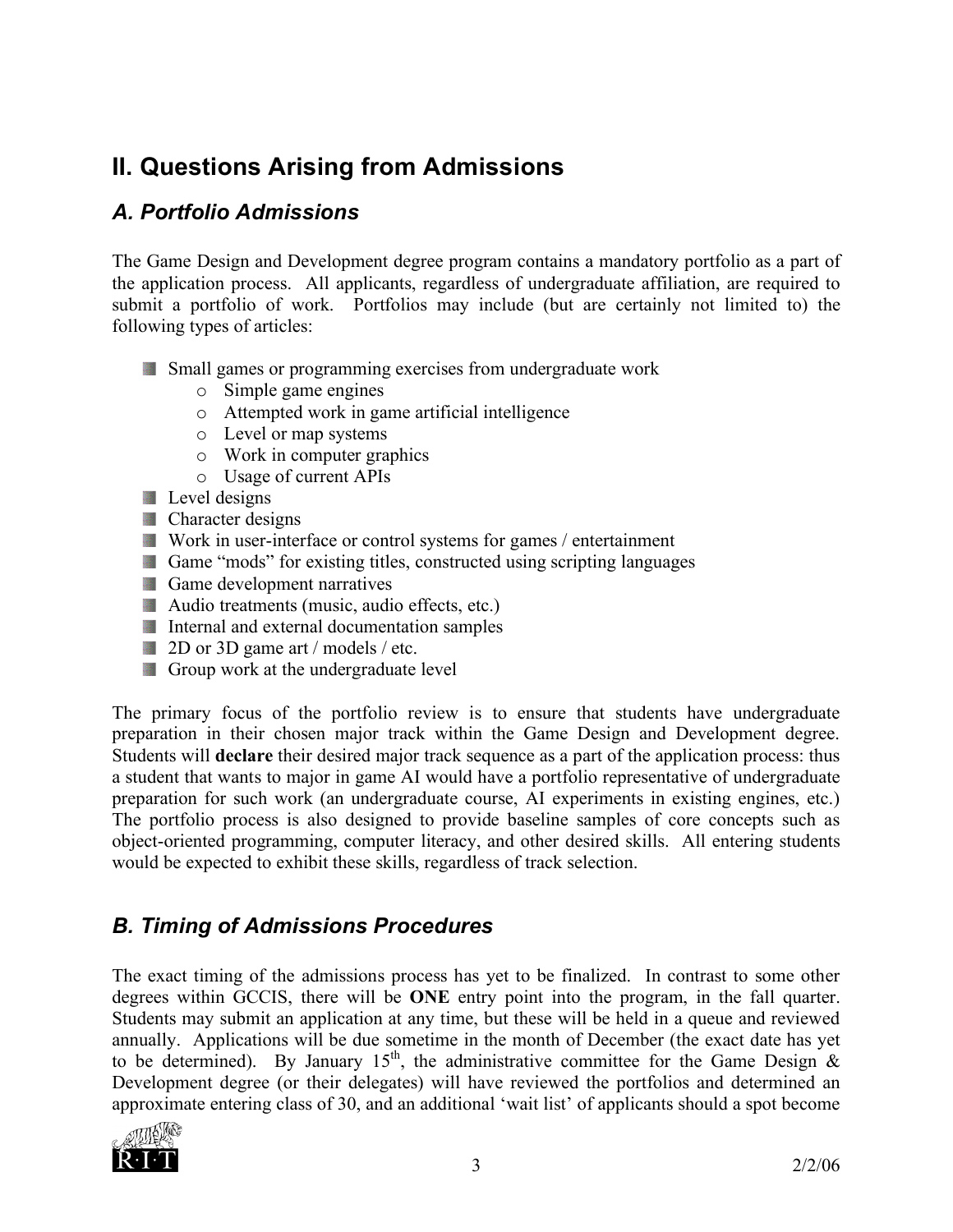## II. Questions Arising from Admissions

### *A. Portfolio Admissions*

The Game Design and Development degree program contains a mandatory portfolio as a part of the application process. All applicants, regardless of undergraduate affiliation, are required to submit a portfolio of work. Portfolios may include (but are certainly not limited to) the following types of articles:

- Small games or programming exercises from undergraduate work
  - Simple game engines
  - Attempted work in game artificial intelligence
  - Level or map systems
  - Work in computer graphics
  - Usage of current APIs
- Level designs
- Character designs
- Work in user-interface or control systems for games / entertainment
- Game "mods" for existing titles, constructed using scripting languages
- Game development narratives
- Audio treatments (music, audio effects, etc.)
- Internal and external documentation samples
- 2D or 3D game art / models / etc.
- Group work at the undergraduate level

The primary focus of the portfolio review is to ensure that students have undergraduate preparation in their chosen major track within the Game Design and Development degree. Students will **declare** their desired major track sequence as a part of the application process: thus a student that wants to major in game AI would have a portfolio representative of undergraduate preparation for such work (an undergraduate course, AI experiments in existing engines, etc.) The portfolio process is also designed to provide baseline samples of core concepts such as object-oriented programming, computer literacy, and other desired skills. All entering students would be expected to exhibit these skills, regardless of track selection.

### *B. Timing of Admissions Procedures*

The exact timing of the admissions process has yet to be finalized. In contrast to some other degrees within GCCIS, there will be **ONE** entry point into the program, in the fall quarter. Students may submit an application at any time, but these will be held in a queue and reviewed annually. Applications will be due sometime in the month of December (the exact date has yet to be determined). By January 15th, the administrative committee for the Game Design & Development degree (or their delegates) will have reviewed the portfolios and determined an approximate entering class of 30, and an additional 'wait list' of applicants should a spot become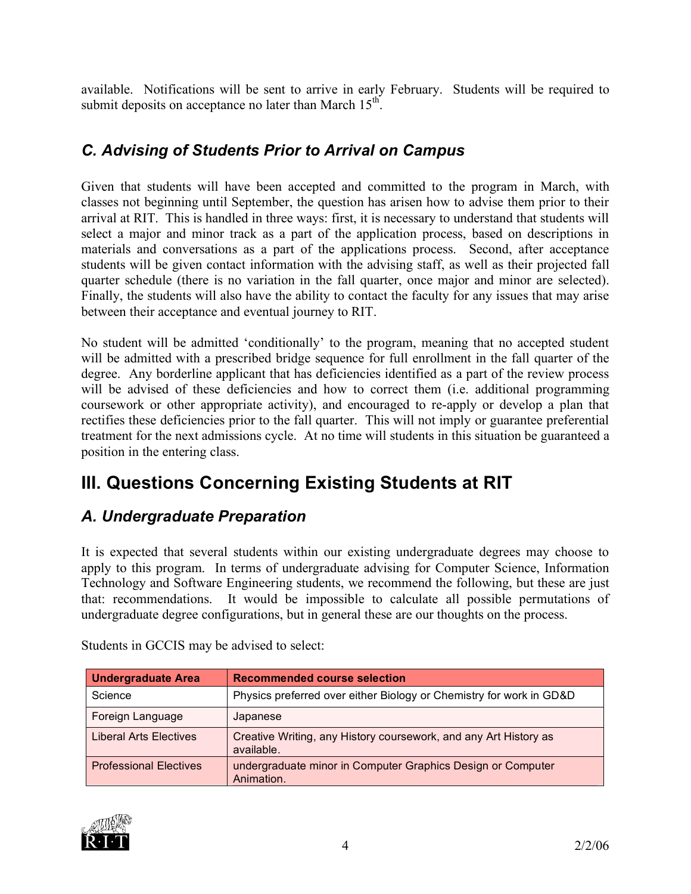available. Notifications will be sent to arrive in early February. Students will be required to submit deposits on acceptance no later than March 15th.

## *C. Advising of Students Prior to Arrival on Campus*

Given that students will have been accepted and committed to the program in March, with classes not beginning until September, the question has arisen how to advise them prior to their arrival at RIT. This is handled in three ways: first, it is necessary to understand that students will select a major and minor track as a part of the application process, based on descriptions in materials and conversations as a part of the applications process. Second, after acceptance students will be given contact information with the advising staff, as well as their projected fall quarter schedule (there is no variation in the fall quarter, once major and minor are selected). Finally, the students will also have the ability to contact the faculty for any issues that may arise between their acceptance and eventual journey to RIT.

No student will be admitted 'conditionally' to the program, meaning that no accepted student will be admitted with a prescribed bridge sequence for full enrollment in the fall quarter of the degree. Any borderline applicant that has deficiencies identified as a part of the review process will be advised of these deficiencies and how to correct them (i.e. additional programming coursework or other appropriate activity), and encouraged to re-apply or develop a plan that rectifies these deficiencies prior to the fall quarter. This will not imply or guarantee preferential treatment for the next admissions cycle. At no time will students in this situation be guaranteed a position in the entering class.

# III. Questions Concerning Existing Students at RIT

## *A. Undergraduate Preparation*

It is expected that several students within our existing undergraduate degrees may choose to apply to this program. In terms of undergraduate advising for Computer Science, Information Technology and Software Engineering students, we recommend the following, but these are just that: recommendations. It would be impossible to calculate all possible permutations of undergraduate degree configurations, but in general these are our thoughts on the process.

Students in GCCIS may be advised to select:

| Undergraduate Area | Recommended course selection |
|---|---|
| Science | Physics preferred over either Biology or Chemistry for work in GD&D |
| Foreign Language | Japanese |
| Liberal Arts Electives | Creative Writing, any History coursework, and any Art History as available. |
| Professional Electives | undergraduate minor in Computer Graphics Design or Computer Animation. |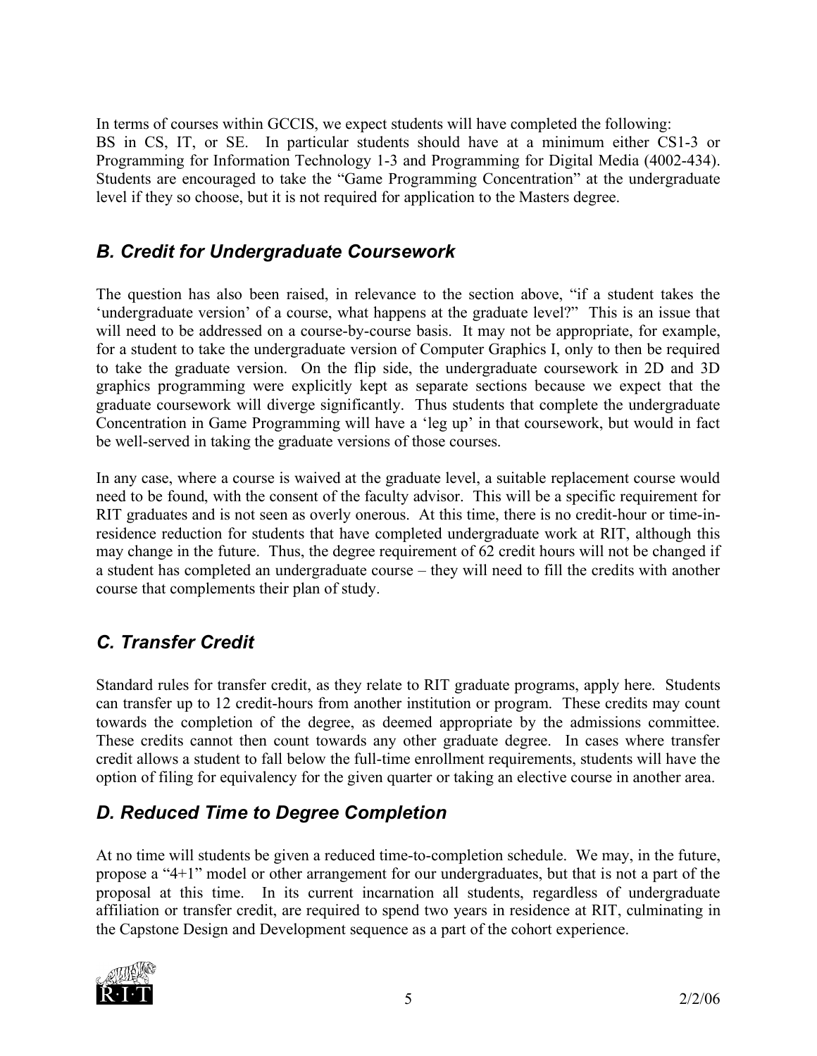In terms of courses within GCCIS, we expect students will have completed the following: BS in CS, IT, or SE. In particular students should have at a minimum either CS1-3 or Programming for Information Technology 1-3 and Programming for Digital Media (4002-434). Students are encouraged to take the "Game Programming Concentration" at the undergraduate level if they so choose, but it is not required for application to the Masters degree.

## *B. Credit for Undergraduate Coursework*

The question has also been raised, in relevance to the section above, "if a student takes the 'undergraduate version' of a course, what happens at the graduate level?" This is an issue that will need to be addressed on a course-by-course basis. It may not be appropriate, for example, for a student to take the undergraduate version of Computer Graphics I, only to then be required to take the graduate version. On the flip side, the undergraduate coursework in 2D and 3D graphics programming were explicitly kept as separate sections because we expect that the graduate coursework will diverge significantly. Thus students that complete the undergraduate Concentration in Game Programming will have a 'leg up' in that coursework, but would in fact be well-served in taking the graduate versions of those courses.

In any case, where a course is waived at the graduate level, a suitable replacement course would need to be found, with the consent of the faculty advisor. This will be a specific requirement for RIT graduates and is not seen as overly onerous. At this time, there is no credit-hour or time-in-residence reduction for students that have completed undergraduate work at RIT, although this may change in the future. Thus, the degree requirement of 62 credit hours will not be changed if a student has completed an undergraduate course – they will need to fill the credits with another course that complements their plan of study.

## *C. Transfer Credit*

Standard rules for transfer credit, as they relate to RIT graduate programs, apply here. Students can transfer up to 12 credit-hours from another institution or program. These credits may count towards the completion of the degree, as deemed appropriate by the admissions committee. These credits cannot then count towards any other graduate degree. In cases where transfer credit allows a student to fall below the full-time enrollment requirements, students will have the option of filing for equivalency for the given quarter or taking an elective course in another area.

## *D. Reduced Time to Degree Completion*

At no time will students be given a reduced time-to-completion schedule. We may, in the future, propose a "4+1" model or other arrangement for our undergraduates, but that is not a part of the proposal at this time. In its current incarnation all students, regardless of undergraduate affiliation or transfer credit, are required to spend two years in residence at RIT, culminating in the Capstone Design and Development sequence as a part of the cohort experience.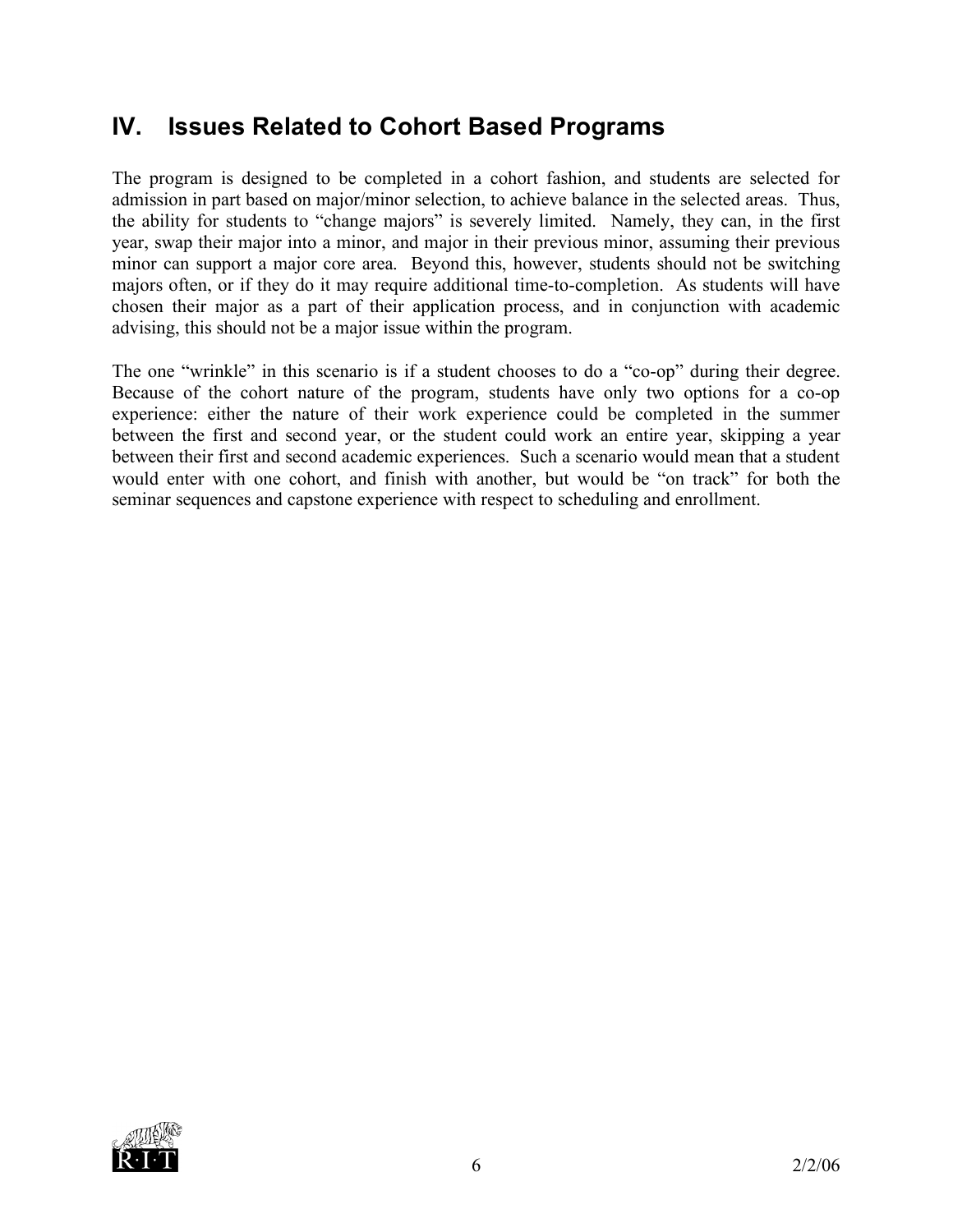## IV. Issues Related to Cohort Based Programs

The program is designed to be completed in a cohort fashion, and students are selected for admission in part based on major/minor selection, to achieve balance in the selected areas. Thus, the ability for students to "change majors" is severely limited. Namely, they can, in the first year, swap their major into a minor, and major in their previous minor, assuming their previous minor can support a major core area. Beyond this, however, students should not be switching majors often, or if they do it may require additional time-to-completion. As students will have chosen their major as a part of their application process, and in conjunction with academic advising, this should not be a major issue within the program.

The one "wrinkle" in this scenario is if a student chooses to do a "co-op" during their degree. Because of the cohort nature of the program, students have only two options for a co-op experience: either the nature of their work experience could be completed in the summer between the first and second year, or the student could work an entire year, skipping a year between their first and second academic experiences. Such a scenario would mean that a student would enter with one cohort, and finish with another, but would be "on track" for both the seminar sequences and capstone experience with respect to scheduling and enrollment.